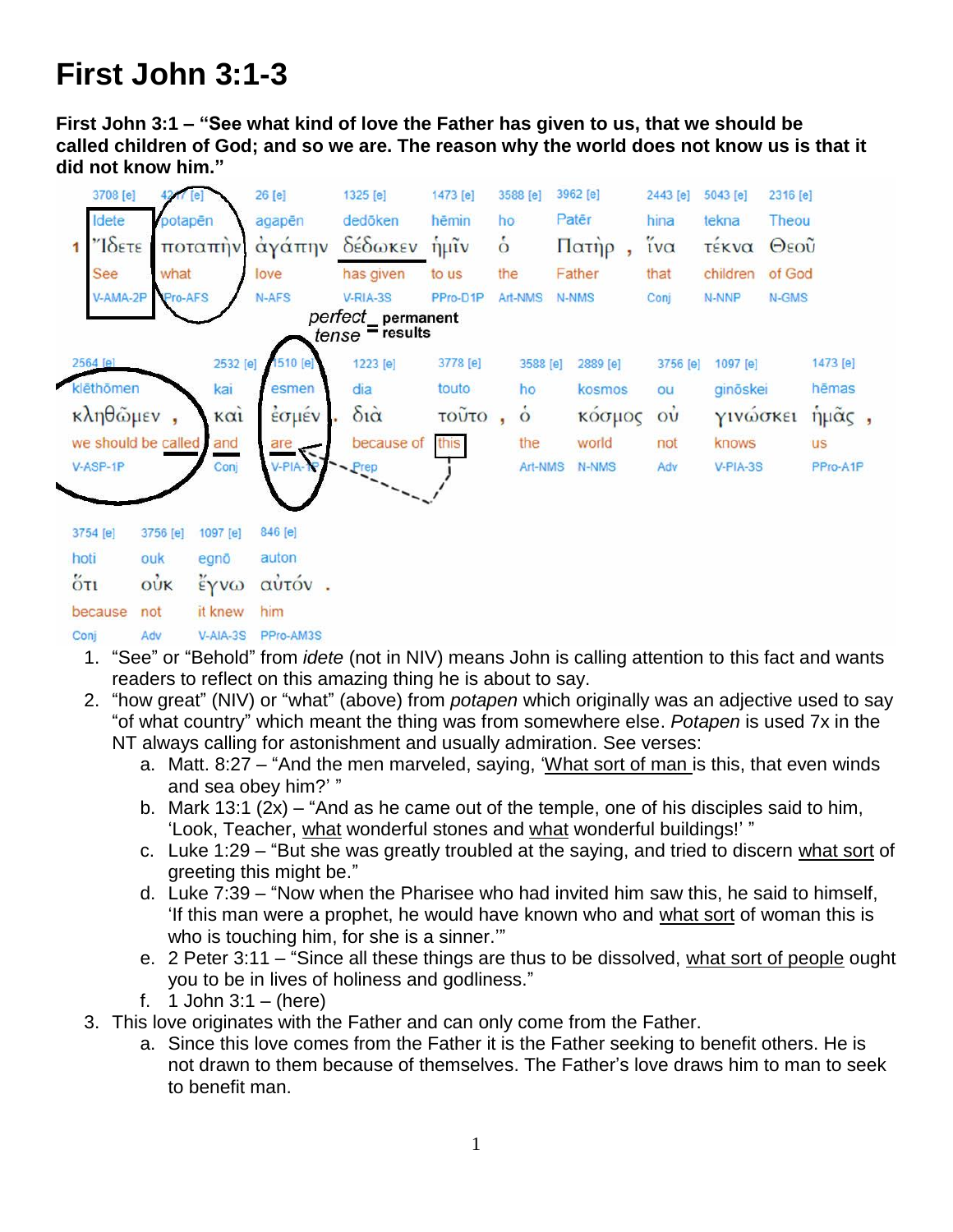# First John 3:1-3

**First John 3:1 – "See what kind of love the Father has given to us, that we should be called children of God; and so we are. The reason why the world does not know us is that it did not know him."**

| | 3708 [e] | 4217 [e] | 26 [e] | 1325 [e] | 1473 [e] | 3588 [e] | 3962 [e] | 2443 [e] | 5043 [e] | 2316 [e] |
|---|---|---|---|---|---|---|---|---|---|---|
| | Idete | potapēn | agapēn | dedōken | hēmin | ho | Patēr | hina | tekna | Theou |
| 1 | Ἴδετε | ποταπὴν | ἀγάπην | δέδωκεν | ἡμῖν | ὁ | Πατὴρ , | ἵνα | τέκνα | Θεοῦ |
| | See | what | love | has given | to us | the | Father | that | children | of God |
| | V-AMA-2P | Pro-AFS | N-AFS | V-RIA-3S | PPro-D1P | Art-NMS | N-NMS | Conj | N-NNP | N-GMS |

*perfect tense* = **permanent results**

| 2564 [e] | 2532 [e] | 1510 [e] | 1223 [e] | 3778 [e] | 3588 [e] | 2889 [e] | 3756 [e] | 1097 [e] | 1473 [e] |
|---|---|---|---|---|---|---|---|---|---|
| klēthōmen | kai | esmen | dia | touto | ho | kosmos | ou | ginōskei | hēmas |
| κληθῶμεν , | καὶ | ἐσμέν . | διὰ | τοῦτο , | ὁ | κόσμος | οὐ | γινώσκει | ἡμᾶς , |
| we should be called | and | are | because of | this | the | world | not | knows | us |
| V-ASP-1P | Conj | V-PIA-1P | Prep | | Art-NMS | N-NMS | Adv | V-PIA-3S | PPro-A1P |

| 3754 [e] | 3756 [e] | 1097 [e] | 846 [e] |
|---|---|---|---|
| hoti | ouk | egnō | auton |
| ὅτι | οὐκ | ἔγνω | αὐτόν . |
| because | not | it knew | him |
| Conj | Adv | V-AIA-3S | PPro-AM3S |

1. "See" or "Behold" from *idete* (not in NIV) means John is calling attention to this fact and wants readers to reflect on this amazing thing he is about to say.
2. "how great" (NIV) or "what" (above) from *potapen* which originally was an adjective used to say "of what country" which meant the thing was from somewhere else. *Potapen* is used 7x in the NT always calling for astonishment and usually admiration. See verses:
   a. Matt. 8:27 – "And the men marveled, saying, 'What sort of man is this, that even winds and sea obey him?' "
   b. Mark 13:1 (2x) – "And as he came out of the temple, one of his disciples said to him, 'Look, Teacher, what wonderful stones and what wonderful buildings!' "
   c. Luke 1:29 – "But she was greatly troubled at the saying, and tried to discern what sort of greeting this might be."
   d. Luke 7:39 – "Now when the Pharisee who had invited him saw this, he said to himself, 'If this man were a prophet, he would have known who and what sort of woman this is who is touching him, for she is a sinner.'"
   e. 2 Peter 3:11 – "Since all these things are thus to be dissolved, what sort of people ought you to be in lives of holiness and godliness."
   f. 1 John 3:1 – (here)
3. This love originates with the Father and can only come from the Father.
   a. Since this love comes from the Father it is the Father seeking to benefit others. He is not drawn to them because of themselves. The Father's love draws him to man to seek to benefit man.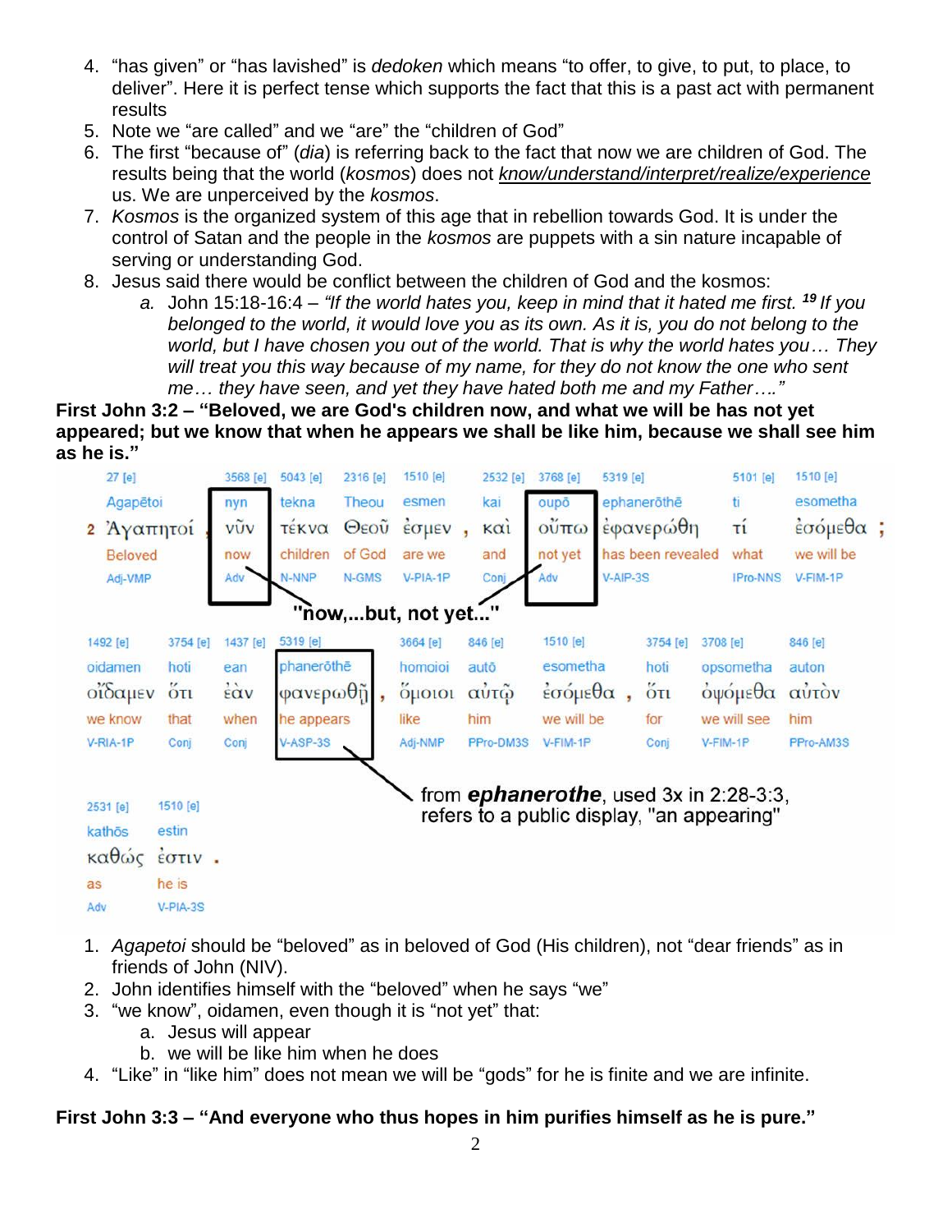4. “has given” or “has lavished” is *dedoken* which means “to offer, to give, to put, to place, to deliver”. Here it is perfect tense which supports the fact that this is a past act with permanent results
5. Note we “are called” and we “are” the “children of God”
6. The first “because of” (*dia*) is referring back to the fact that now we are children of God. The results being that the world (*kosmos*) does not <u>*know/understand/interpret/realize/experience*</u> us. We are unperceived by the *kosmos*.
7. *Kosmos* is the organized system of this age that in rebellion towards God. It is under the control of Satan and the people in the *kosmos* are puppets with a sin nature incapable of serving or understanding God.
8. Jesus said there would be conflict between the children of God and the kosmos:
    a. John 15:18-16:4 – *“If the world hates you, keep in mind that it hated me first.* ***19*** *If you belonged to the world, it would love you as its own. As it is, you do not belong to the world, but I have chosen you out of the world. That is why the world hates you… They will treat you this way because of my name, for they do not know the one who sent me… they have seen, and yet they have hated both me and my Father….”*

**First John 3:2 – “Beloved, we are God's children now, and what we will be has not yet appeared; but we know that when he appears we shall be like him, because we shall see him as he is.”**

| 27 [e] | 3568 [e] | 5043 [e] | 2316 [e] | 1510 [e] | | 2532 [e] | 3768 [e] | 5319 [e] | 5101 [e] | 1510 [e] |
|---|---|---|---|---|---|---|---|---|---|---|
| Agapētoi | nyn | tekna | Theou | esmen | | kai | oupō | ephanerōthē | ti | esometha |
| 2 Ἀγαπητοί | νῦν | τέκνα | Θεοῦ | ἐσμεν | , | καὶ | οὔπω | ἐφανερώθη | τί | ἐσόμεθα ; |
| Beloved | now | children | of God | are we | | and | not yet | has been revealed | what | we will be |
| Adj-VMP | Adv | N-NNP | N-GMS | V-PIA-1P | | Conj | Adv | V-AIP-3S | IPro-NNS | V-FIM-1P |

"now,...but, not yet..."

| 1492 [e] | 3754 [e] | 1437 [e] | 5319 [e] | | 3664 [e] | 846 [e] | 1510 [e] | | 3754 [e] | 3708 [e] | 846 [e] |
|---|---|---|---|---|---|---|---|---|---|---|---|
| oidamen | hoti | ean | phanerōthē | | homoioi | autō | esometha | | hoti | opsometha | auton |
| οἴδαμεν | ὅτι | ἐὰν | φανερωθῇ | , | ὅμοιοι | αὐτῷ | ἐσόμεθα | , | ὅτι | ὀψόμεθα | αὐτὸν |
| we know | that | when | he appears | | like | him | we will be | | for | we will see | him |
| V-RIA-1P | Conj | Conj | V-ASP-3S | | Adj-NMP | PPro-DM3S | V-FIM-1P | | Conj | V-FIM-1P | PPro-AM3S |

| 2531 [e] | 1510 [e] |
|---|---|
| kathōs | estin |
| καθὼς | ἐστιν . |
| as | he is |
| Adv | V-PIA-3S |

from ***ephanerothe***, used 3x in 2:28-3:3, refers to a public display, "an appearing"

1. *Agapetoi* should be “beloved” as in beloved of God (His children), not “dear friends” as in friends of John (NIV).
2. John identifies himself with the “beloved” when he says “we”
3. “we know”, oidamen, even though it is “not yet” that:
    a. Jesus will appear
    b. we will be like him when he does
4. “Like” in “like him” does not mean we will be “gods” for he is finite and we are infinite.

**First John 3:3 – “And everyone who thus hopes in him purifies himself as he is pure.”**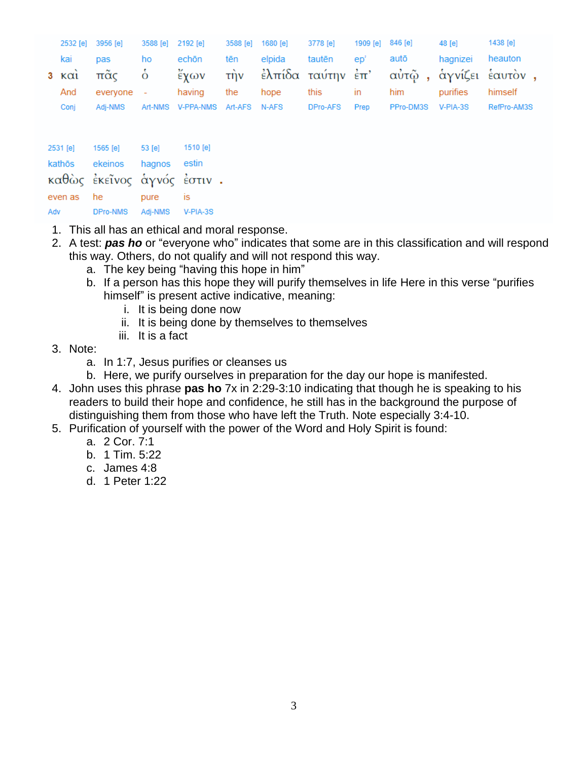| | 2532 [e] | 3956 [e] | 3588 [e] | 2192 [e] | 3588 [e] | 1680 [e] | 3778 [e] | 1909 [e] | 846 [e] | 48 [e] | 1438 [e] |
|---|---|---|---|---|---|---|---|---|---|---|---|
| | kai | pas | ho | echōn | tēn | elpida | tautēn | ep' | autō | hagnizei | heauton |
| 3 | καὶ | πᾶς | ὁ | ἔχων | τὴν | ἐλπίδα | ταύτην | ἐπ' | αὐτῷ , | ἁγνίζει | ἑαυτὸν , |
| | And | everyone | - | having | the | hope | this | in | him | purifies | himself |
| | Conj | Adj-NMS | Art-NMS | V-PPA-NMS | Art-AFS | N-AFS | DPro-AFS | Prep | PPro-DM3S | V-PIA-3S | RefPro-AM3S |

| 2531 [e] | 1565 [e] | 53 [e] | 1510 [e] |
|---|---|---|---|
| kathōs | ekeinos | hagnos | estin |
| καθὼς | ἐκεῖνος | ἁγνός | ἐστιν . |
| even as | he | pure | is |
| Adv | DPro-NMS | Adj-NMS | V-PIA-3S |

1. This all has an ethical and moral response.
2. A test: ***pas ho*** or "everyone who" indicates that some are in this classification and will respond this way. Others, do not qualify and will not respond this way.
   a. The key being "having this hope in him"
   b. If a person has this hope they will purify themselves in life Here in this verse "purifies himself" is present active indicative, meaning:
      i. It is being done now
      ii. It is being done by themselves to themselves
      iii. It is a fact
3. Note:
   a. In 1:7, Jesus purifies or cleanses us
   b. Here, we purify ourselves in preparation for the day our hope is manifested.
4. John uses this phrase **pas ho** 7x in 2:29-3:10 indicating that though he is speaking to his readers to build their hope and confidence, he still has in the background the purpose of distinguishing them from those who have left the Truth. Note especially 3:4-10.
5. Purification of yourself with the power of the Word and Holy Spirit is found:
   a. 2 Cor. 7:1
   b. 1 Tim. 5:22
   c. James 4:8
   d. 1 Peter 1:22